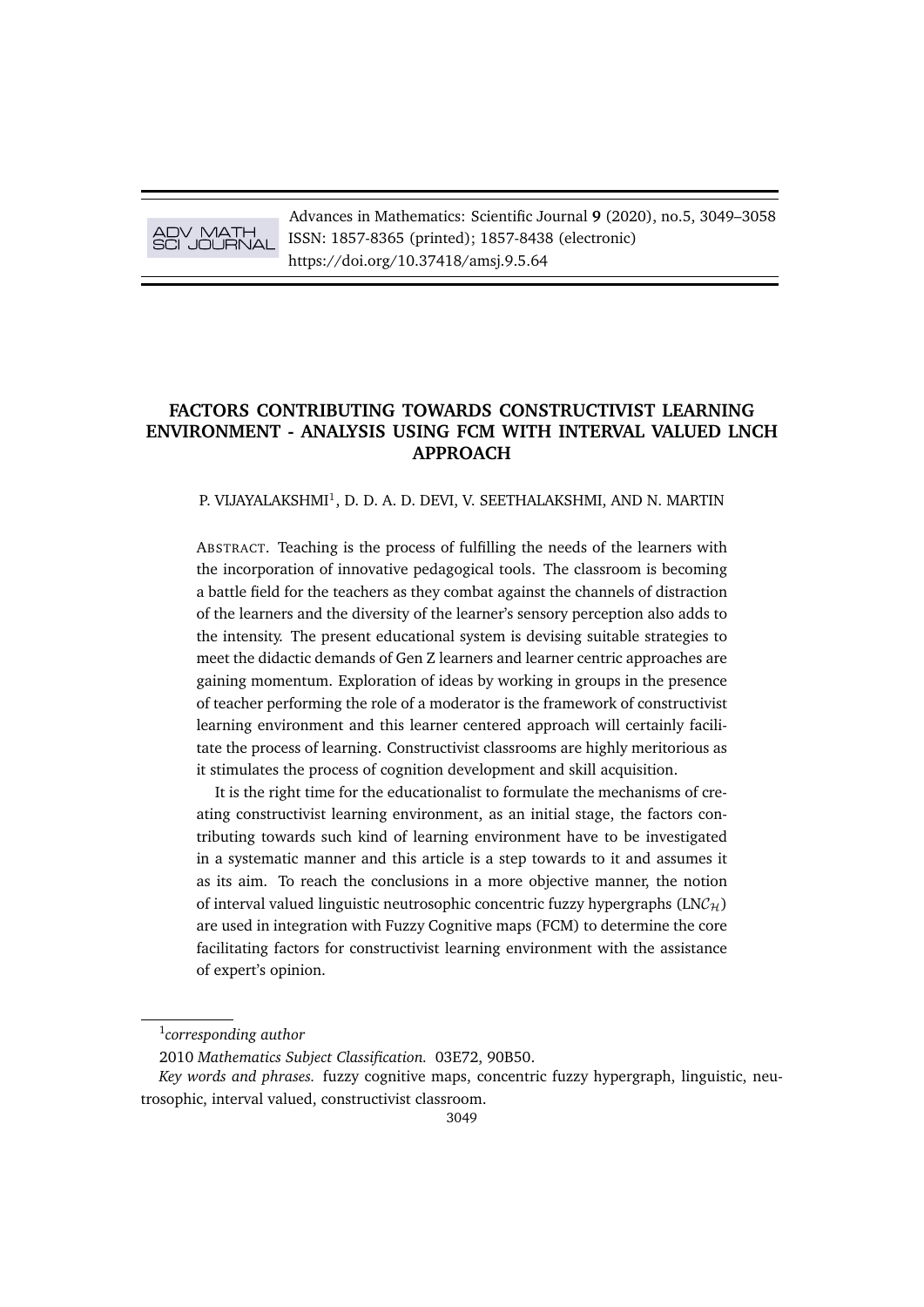# FACTORS CONTRIBUTING TOWARDS CONSTRUCTIVIST LEARNING ENVIRONMENT - ANALYSIS USING FCM WITH INTERVAL VALUED LNCH APPROACH

P. VIJAYALAKSHMI[1], D. D. A. D. DEVI, V. SEETHALAKSHMI, AND N. MARTIN

ABSTRACT. Teaching is the process of fulfilling the needs of the learners with the incorporation of innovative pedagogical tools. The classroom is becoming a battle field for the teachers as they combat against the channels of distraction of the learners and the diversity of the learner's sensory perception also adds to the intensity. The present educational system is devising suitable strategies to meet the didactic demands of Gen Z learners and learner centric approaches are gaining momentum. Exploration of ideas by working in groups in the presence of teacher performing the role of a moderator is the framework of constructivist learning environment and this learner centered approach will certainly facilitate the process of learning. Constructivist classrooms are highly meritorious as it stimulates the process of cognition development and skill acquisition.

It is the right time for the educationalist to formulate the mechanisms of creating constructivist learning environment, as an initial stage, the factors contributing towards such kind of learning environment have to be investigated in a systematic manner and this article is a step towards to it and assumes it as its aim. To reach the conclusions in a more objective manner, the notion of interval valued linguistic neutrosophic concentric fuzzy hypergraphs ($LNC_{\mathcal{H}}$) are used in integration with Fuzzy Cognitive maps (FCM) to determine the core facilitating factors for constructivist learning environment with the assistance of expert's opinion.

---

[1] *corresponding author*

2010 *Mathematics Subject Classification.* 03E72, 90B50.

*Key words and phrases.* fuzzy cognitive maps, concentric fuzzy hypergraph, linguistic, neutrosophic, interval valued, constructivist classroom.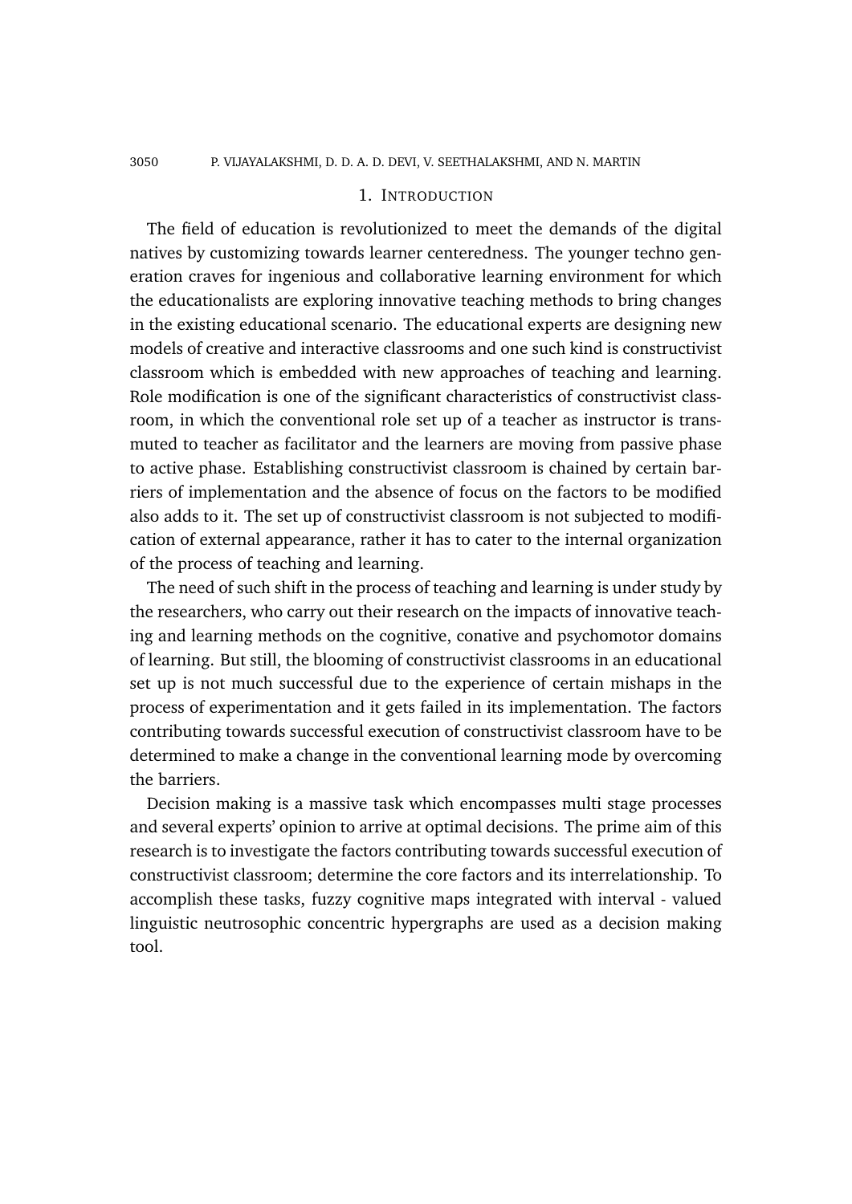## 1. Introduction

The field of education is revolutionized to meet the demands of the digital natives by customizing towards learner centeredness. The younger techno generation craves for ingenious and collaborative learning environment for which the educationalists are exploring innovative teaching methods to bring changes in the existing educational scenario. The educational experts are designing new models of creative and interactive classrooms and one such kind is constructivist classroom which is embedded with new approaches of teaching and learning. Role modification is one of the significant characteristics of constructivist classroom, in which the conventional role set up of a teacher as instructor is transmuted to teacher as facilitator and the learners are moving from passive phase to active phase. Establishing constructivist classroom is chained by certain barriers of implementation and the absence of focus on the factors to be modified also adds to it. The set up of constructivist classroom is not subjected to modification of external appearance, rather it has to cater to the internal organization of the process of teaching and learning.

The need of such shift in the process of teaching and learning is under study by the researchers, who carry out their research on the impacts of innovative teaching and learning methods on the cognitive, conative and psychomotor domains of learning. But still, the blooming of constructivist classrooms in an educational set up is not much successful due to the experience of certain mishaps in the process of experimentation and it gets failed in its implementation. The factors contributing towards successful execution of constructivist classroom have to be determined to make a change in the conventional learning mode by overcoming the barriers.

Decision making is a massive task which encompasses multi stage processes and several experts' opinion to arrive at optimal decisions. The prime aim of this research is to investigate the factors contributing towards successful execution of constructivist classroom; determine the core factors and its interrelationship. To accomplish these tasks, fuzzy cognitive maps integrated with interval - valued linguistic neutrosophic concentric hypergraphs are used as a decision making tool.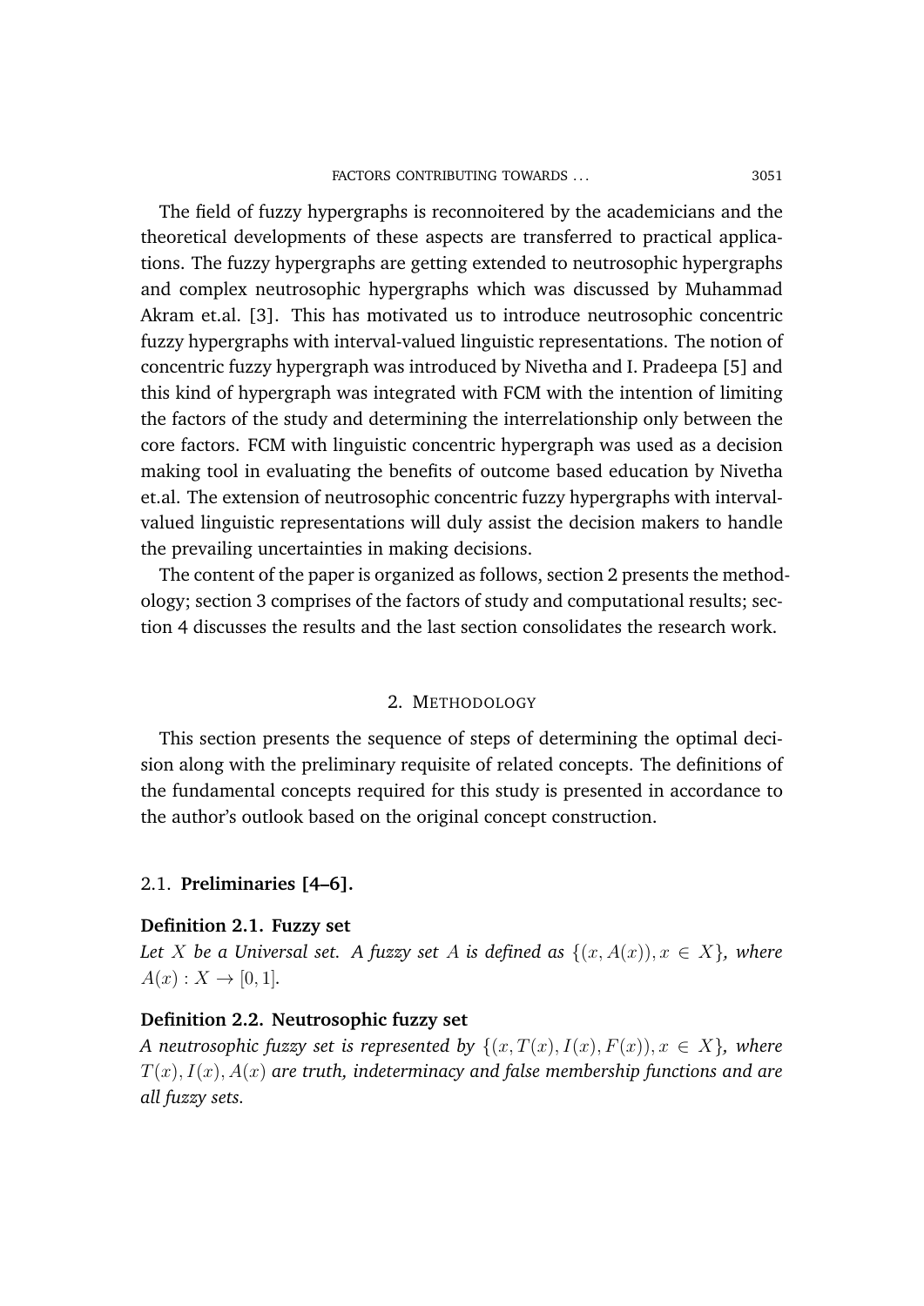The field of fuzzy hypergraphs is reconnoitered by the academicians and the theoretical developments of these aspects are transferred to practical applications. The fuzzy hypergraphs are getting extended to neutrosophic hypergraphs and complex neutrosophic hypergraphs which was discussed by Muhammad Akram et.al. [3]. This has motivated us to introduce neutrosophic concentric fuzzy hypergraphs with interval-valued linguistic representations. The notion of concentric fuzzy hypergraph was introduced by Nivetha and I. Pradeepa [5] and this kind of hypergraph was integrated with FCM with the intention of limiting the factors of the study and determining the interrelationship only between the core factors. FCM with linguistic concentric hypergraph was used as a decision making tool in evaluating the benefits of outcome based education by Nivetha et.al. The extension of neutrosophic concentric fuzzy hypergraphs with interval-valued linguistic representations will duly assist the decision makers to handle the prevailing uncertainties in making decisions.

The content of the paper is organized as follows, section 2 presents the methodology; section 3 comprises of the factors of study and computational results; section 4 discusses the results and the last section consolidates the research work.

## 2. Methodology

This section presents the sequence of steps of determining the optimal decision along with the preliminary requisite of related concepts. The definitions of the fundamental concepts required for this study is presented in accordance to the author's outlook based on the original concept construction.

### 2.1. Preliminaries [4–6].

**Definition 2.1. Fuzzy set**

*Let $X$ be a Universal set. A fuzzy set $A$ is defined as $\{(x, A(x)), x \in X\}$, where $A(x) : X \to [0, 1]$.*

**Definition 2.2. Neutrosophic fuzzy set**

*A neutrosophic fuzzy set is represented by $\{(x, T(x), I(x), F(x)), x \in X\}$, where $T(x), I(x), A(x)$ are truth, indeterminacy and false membership functions and are all fuzzy sets.*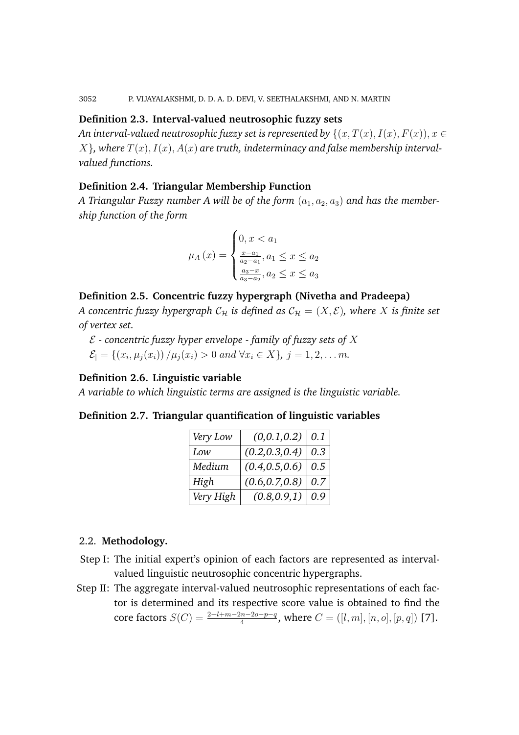**Definition 2.3. Interval-valued neutrosophic fuzzy sets**

*An interval-valued neutrosophic fuzzy set is represented by* $\{(x, T(x), I(x), F(x)), x \in X\}$*, where* $T(x), I(x), A(x)$ *are truth, indeterminacy and false membership interval-valued functions.*

**Definition 2.4. Triangular Membership Function**

*A Triangular Fuzzy number A will be of the form* $(a_1, a_2, a_3)$ *and has the membership function of the form*

$$\mu_A(x) = \begin{cases} 0, x < a_1 \\ \frac{x-a_1}{a_2-a_1}, a_1 \le x \le a_2 \\ \frac{a_3-x}{a_3-a_2}, a_2 \le x \le a_3 \end{cases}$$

**Definition 2.5. Concentric fuzzy hypergraph (Nivetha and Pradeepa)**

*A concentric fuzzy hypergraph* $\mathcal{C}_{\mathcal{H}}$ *is defined as* $\mathcal{C}_{\mathcal{H}} = (X, \mathcal{E})$*, where* $X$ *is finite set of vertex set.*

$\mathcal{E}$ *- concentric fuzzy hyper envelope - family of fuzzy sets of* $X$

$\mathcal{E}_| = \{(x_i, \mu_j(x_i)) / \mu_j(x_i) > 0 \ and \ \forall x_i \in X\}$*,* $j = 1, 2, \ldots m$.

**Definition 2.6. Linguistic variable**

*A variable to which linguistic terms are assigned is the linguistic variable.*

**Definition 2.7. Triangular quantification of linguistic variables**

| | | |
|---|---|---|
| *Very Low* | *(0,0.1,0.2)* | *0.1* |
| *Low* | *(0.2,0.3,0.4)* | *0.3* |
| *Medium* | *(0.4,0.5,0.6)* | *0.5* |
| *High* | *(0.6,0.7,0.8)* | *0.7* |
| *Very High* | *(0.8,0.9,1)* | *0.9* |

## 2.2. **Methodology.**

Step I: The initial expert's opinion of each factors are represented as interval-valued linguistic neutrosophic concentric hypergraphs.

Step II: The aggregate interval-valued neutrosophic representations of each factor is determined and its respective score value is obtained to find the core factors $S(C) = \frac{2+l+m-2n-2o-p-q}{4}$, where $C = ([l, m], [n, o], [p, q])$ [7].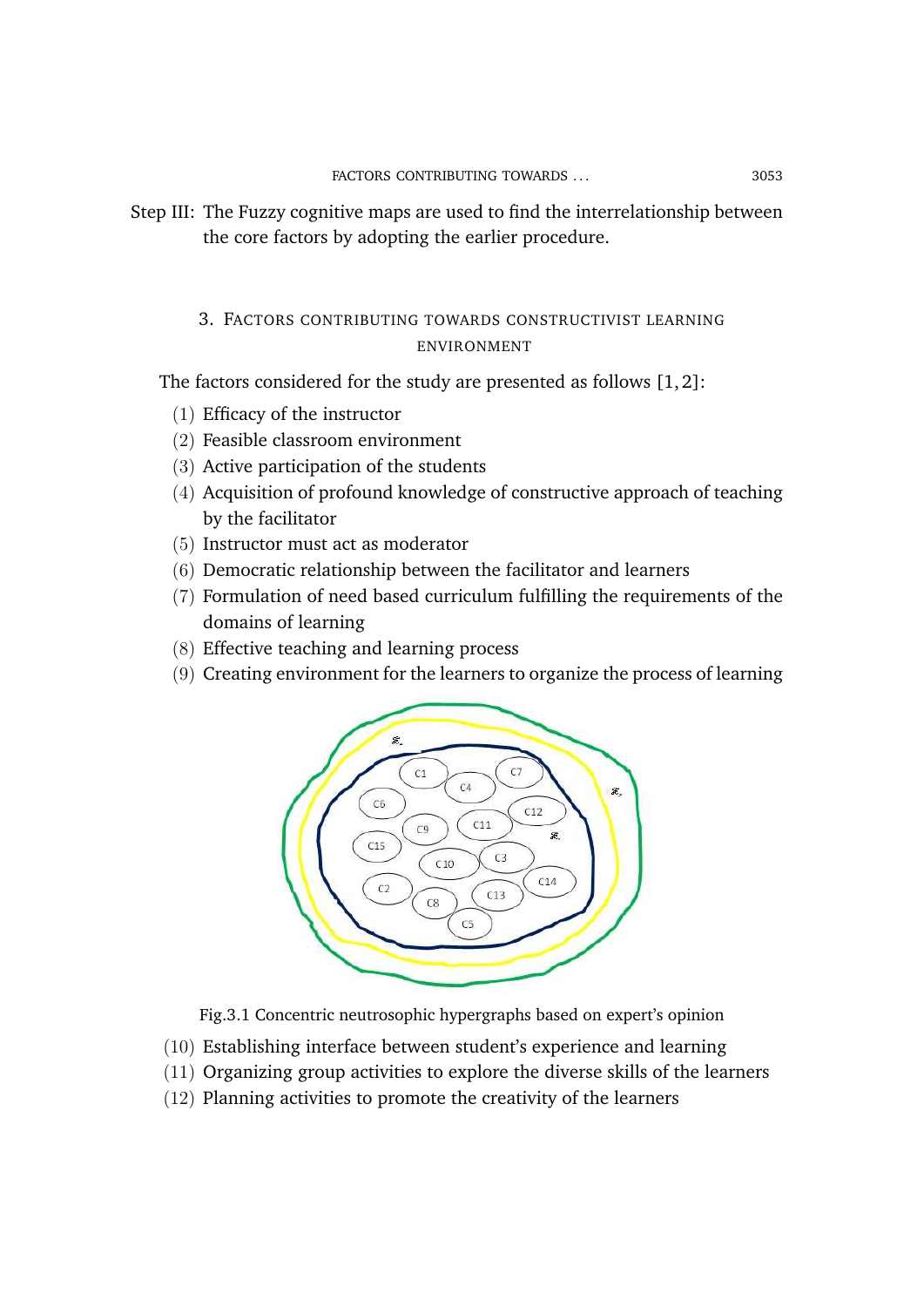Step III: The Fuzzy cognitive maps are used to find the interrelationship between the core factors by adopting the earlier procedure.

## 3. Factors contributing towards constructivist learning environment

The factors considered for the study are presented as follows [1, 2]:

(1) Efficacy of the instructor
(2) Feasible classroom environment
(3) Active participation of the students
(4) Acquisition of profound knowledge of constructive approach of teaching by the facilitator
(5) Instructor must act as moderator
(6) Democratic relationship between the facilitator and learners
(7) Formulation of need based curriculum fulfilling the requirements of the domains of learning
(8) Effective teaching and learning process
(9) Creating environment for the learners to organize the process of learning

Fig.3.1 Concentric neutrosophic hypergraphs based on expert's opinion

(10) Establishing interface between student's experience and learning
(11) Organizing group activities to explore the diverse skills of the learners
(12) Planning activities to promote the creativity of the learners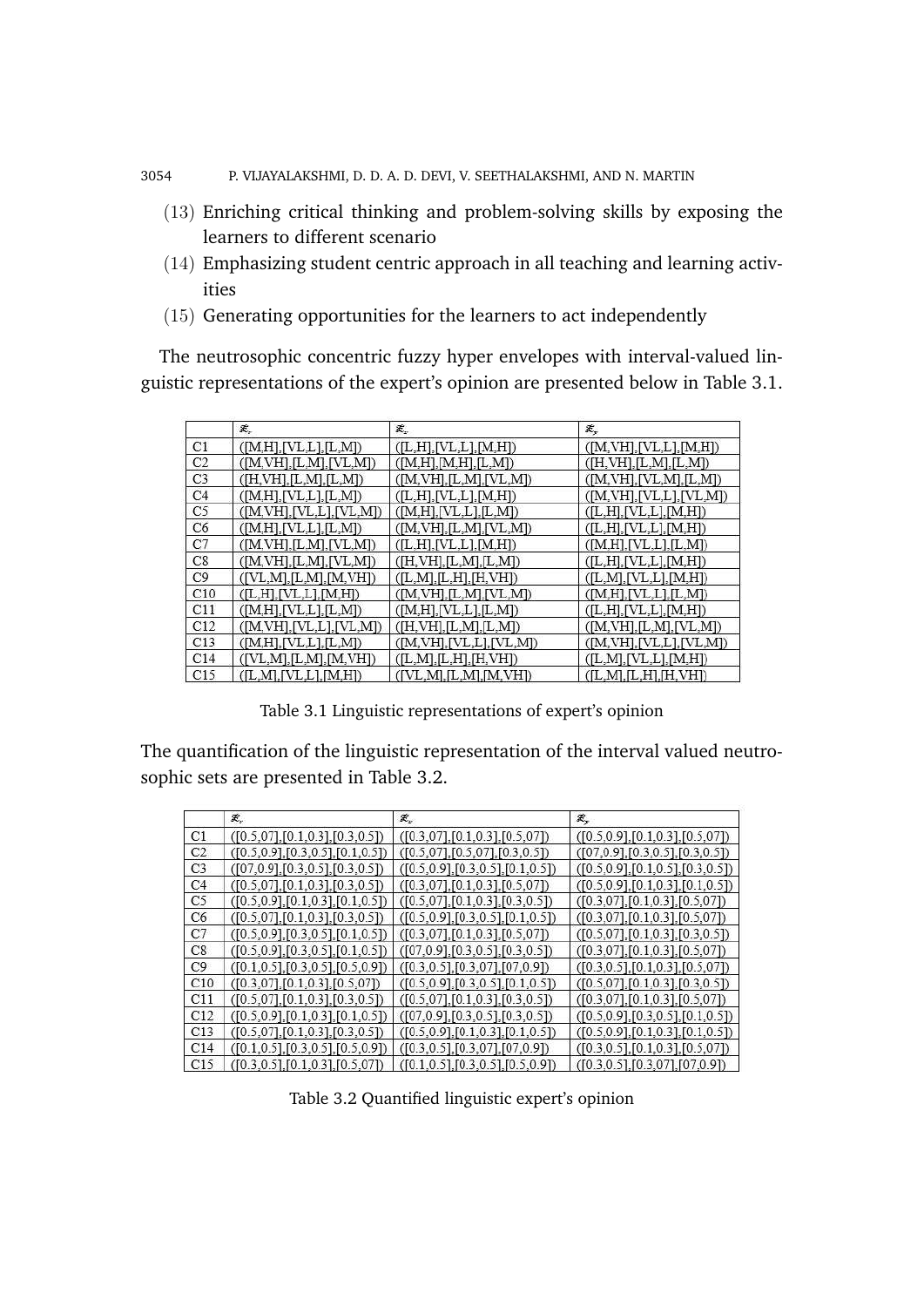(13) Enriching critical thinking and problem-solving skills by exposing the learners to different scenario

(14) Emphasizing student centric approach in all teaching and learning activities

(15) Generating opportunities for the learners to act independently

The neutrosophic concentric fuzzy hyper envelopes with interval-valued linguistic representations of the expert's opinion are presented below in Table 3.1.

| | $\mathcal{E}_{x}$ | $\mathcal{E}_{z}$ | $\mathcal{E}_{y}$ |
|---|---|---|---|
| C1 | ([M,H],[VL,L],[L,M]) | ([L,H],[VL,L],[M,H]) | ([M,VH],[VL,L],[M,H]) |
| C2 | ([M,VH],[L,M],[VL,M]) | ([M,H],[M,H],[L,M]) | ([H,VH],[L,M],[L,M]) |
| C3 | ([H,VH],[L,M],[L,M]) | ([M,VH],[L,M],[VL,M]) | ([M,VH],[VL,M],[L,M]) |
| C4 | ([M,H],[VL,L],[L,M]) | ([L,H],[VL,L],[M,H]) | ([M,VH],[VL,L],[VL,M]) |
| C5 | ([M,VH],[VL,L],[VL,M]) | ([M,H],[VL,L],[L,M]) | ([L,H],[VL,L],[M,H]) |
| C6 | ([M,H],[VL,L],[L,M]) | ([M,VH],[L,M],[VL,M]) | ([L,H],[VL,L],[M,H]) |
| C7 | ([M,VH],[L,M],[VL,M]) | ([L,H],[VL,L],[M,H]) | ([M,H],[VL,L],[L,M]) |
| C8 | ([M,VH],[L,M],[VL,M]) | ([H,VH],[L,M],[L,M]) | ([L,H],[VL,L],[M,H]) |
| C9 | ([VL,M],[L,M],[M,VH]) | ([L,M],[L,H],[H,VH]) | ([L,M],[VL,L],[M,H]) |
| C10 | ([L,H],[VL,L],[M,H]) | ([M,VH],[L,M],[VL,M]) | ([M,H],[VL,L],[L,M]) |
| C11 | ([M,H],[VL,L],[L,M]) | ([M,H],[VL,L],[L,M]) | ([L,H],[VL,L],[M,H]) |
| C12 | ([M,VH],[VL,L],[VL,M]) | ([H,VH],[L,M],[L,M]) | ([M,VH],[L,M],[VL,M]) |
| C13 | ([M,H],[VL,L],[L,M]) | ([M,VH],[VL,L],[VL,M]) | ([M,VH],[VL,L],[VL,M]) |
| C14 | ([VL,M],[L,M],[M,VH]) | ([L,M],[L,H],[H,VH]) | ([L,M],[VL,L],[M,H]) |
| C15 | ([L,M],[VL,L],[M,H]) | ([VL,M],[L,M],[M,VH]) | ([L,M],[L,H],[H,VH]) |

Table 3.1 Linguistic representations of expert's opinion

The quantification of the linguistic representation of the interval valued neutrosophic sets are presented in Table 3.2.

| | $\mathcal{E}_{x}$ | $\mathcal{E}_{z}$ | $\mathcal{E}_{y}$ |
|---|---|---|---|
| C1 | ([0.5,07],[0.1,0.3],[0.3,0.5]) | ([0.3,07],[0.1,0.3],[0.5,07]) | ([0.5,0.9],[0.1,0.3],[0.5,07]) |
| C2 | ([0.5,0.9],[0.3,0.5],[0.1,0.5]) | ([0.5,07],[0.5,07],[0.3,0.5]) | ([07,0.9],[0.3,0.5],[0.3,0.5]) |
| C3 | ([07,0.9],[0.3,0.5],[0.3,0.5]) | ([0.5,0.9],[0.3,0.5],[0.1,0.5]) | ([0.5,0.9],[0.1,0.5],[0.3,0.5]) |
| C4 | ([0.5,07],[0.1,0.3],[0.3,0.5]) | ([0.3,07],[0.1,0.3],[0.5,07]) | ([0.5,0.9],[0.1,0.3],[0.1,0.5]) |
| C5 | ([0.5,0.9],[0.1,0.3],[0.1,0.5]) | ([0.5,07],[0.1,0.3],[0.3,0.5]) | ([0.3,07],[0.1,0.3],[0.5,07]) |
| C6 | ([0.5,07],[0.1,0.3],[0.3,0.5]) | ([0.5,0.9],[0.3,0.5],[0.1,0.5]) | ([0.3,07],[0.1,0.3],[0.5,07]) |
| C7 | ([0.5,0.9],[0.3,0.5],[0.1,0.5]) | ([0.3,07],[0.1,0.3],[0.5,07]) | ([0.5,07],[0.1,0.3],[0.3,0.5]) |
| C8 | ([0.5,0.9],[0.3,0.5],[0.1,0.5]) | ([07,0.9],[0.3,0.5],[0.3,0.5]) | ([0.3,07],[0.1,0.3],[0.5,07]) |
| C9 | ([0.1,0.5],[0.3,0.5],[0.5,0.9]) | ([0.3,0.5],[0.3,07],[07,0.9]) | ([0.3,0.5],[0.1,0.3],[0.5,07]) |
| C10 | ([0.3,07],[0.1,0.3],[0.5,07]) | ([0.5,0.9],[0.3,0.5],[0.1,0.5]) | ([0.5,07],[0.1,0.3],[0.3,0.5]) |
| C11 | ([0.5,07],[0.1,0.3],[0.3,0.5]) | ([0.5,07],[0.1,0.3],[0.3,0.5]) | ([0.3,07],[0.1,0.3],[0.5,07]) |
| C12 | ([0.5,0.9],[0.1,0.3],[0.1,0.5]) | ([07,0.9],[0.3,0.5],[0.3,0.5]) | ([0.5,0.9],[0.3,0.5],[0.1,0.5]) |
| C13 | ([0.5,07],[0.1,0.3],[0.3,0.5]) | ([0.5,0.9],[0.1,0.3],[0.1,0.5]) | ([0.5,0.9],[0.1,0.3],[0.1,0.5]) |
| C14 | ([0.1,0.5],[0.3,0.5],[0.5,0.9]) | ([0.3,0.5],[0.3,07],[07,0.9]) | ([0.3,0.5],[0.1,0.3],[0.5,07]) |
| C15 | ([0.3,0.5],[0.1,0.3],[0.5,07]) | ([0.1,0.5],[0.3,0.5],[0.5,0.9]) | ([0.3,0.5],[0.3,07],[07,0.9]) |

Table 3.2 Quantified linguistic expert's opinion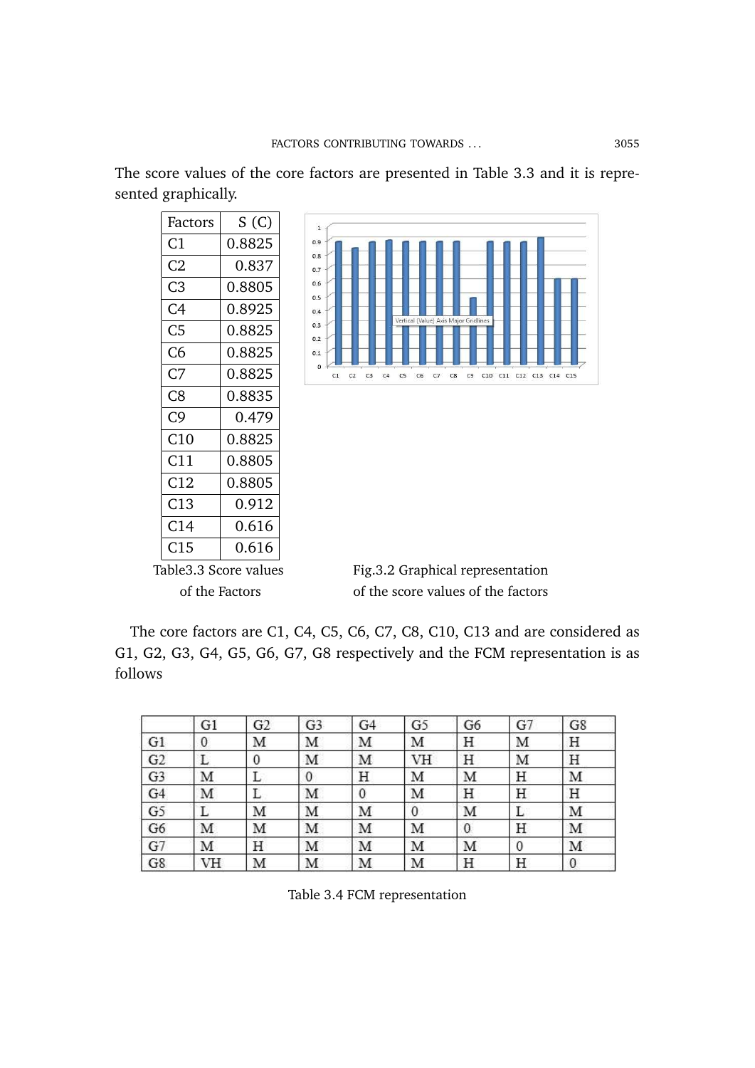The score values of the core factors are presented in Table 3.3 and it is represented graphically.

| Factors | S (C) |
|---|---|
| C1 | 0.8825 |
| C2 | 0.837 |
| C3 | 0.8805 |
| C4 | 0.8925 |
| C5 | 0.8825 |
| C6 | 0.8825 |
| C7 | 0.8825 |
| C8 | 0.8835 |
| C9 | 0.479 |
| C10 | 0.8825 |
| C11 | 0.8805 |
| C12 | 0.8805 |
| C13 | 0.912 |
| C14 | 0.616 |
| C15 | 0.616 |

Table3.3 Score values of the Factors

Fig.3.2 Graphical representation of the score values of the factors

The core factors are C1, C4, C5, C6, C7, C8, C10, C13 and are considered as G1, G2, G3, G4, G5, G6, G7, G8 respectively and the FCM representation is as follows

| | G1 | G2 | G3 | G4 | G5 | G6 | G7 | G8 |
|---|---|---|---|---|---|---|---|---|
| G1 | 0 | M | M | M | M | H | M | H |
| G2 | L | 0 | M | M | VH | H | M | H |
| G3 | M | L | 0 | H | M | M | H | M |
| G4 | M | L | M | 0 | M | H | H | H |
| G5 | L | M | M | M | 0 | M | L | M |
| G6 | M | M | M | M | M | 0 | H | M |
| G7 | M | H | M | M | M | M | 0 | M |
| G8 | VH | M | M | M | M | H | H | 0 |

Table 3.4 FCM representation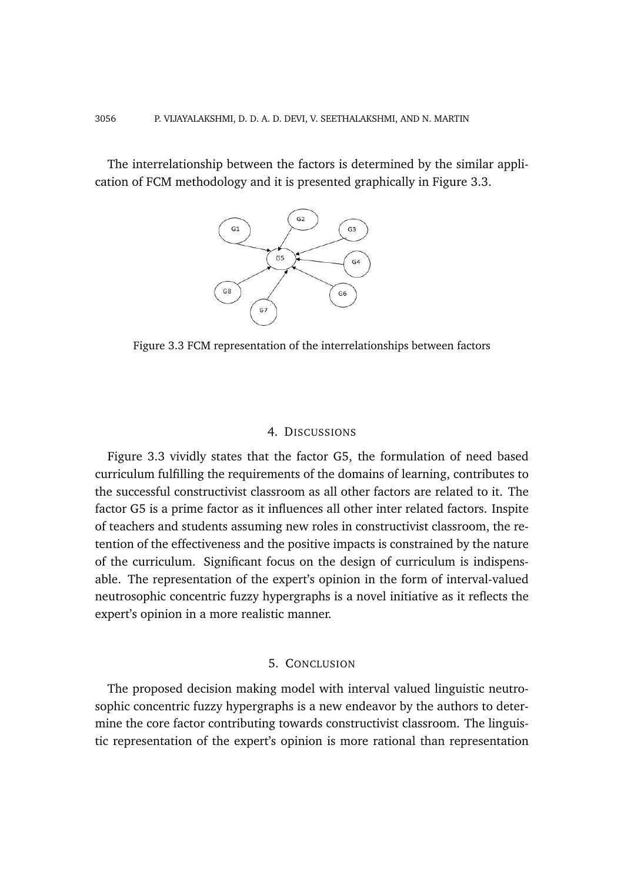The interrelationship between the factors is determined by the similar application of FCM methodology and it is presented graphically in Figure 3.3.

Figure 3.3 FCM representation of the interrelationships between factors

## 4. Discussions

Figure 3.3 vividly states that the factor G5, the formulation of need based curriculum fulfilling the requirements of the domains of learning, contributes to the successful constructivist classroom as all other factors are related to it. The factor G5 is a prime factor as it influences all other inter related factors. Inspite of teachers and students assuming new roles in constructivist classroom, the retention of the effectiveness and the positive impacts is constrained by the nature of the curriculum. Significant focus on the design of curriculum is indispensable. The representation of the expert's opinion in the form of interval-valued neutrosophic concentric fuzzy hypergraphs is a novel initiative as it reflects the expert's opinion in a more realistic manner.

## 5. Conclusion

The proposed decision making model with interval valued linguistic neutrosophic concentric fuzzy hypergraphs is a new endeavor by the authors to determine the core factor contributing towards constructivist classroom. The linguistic representation of the expert's opinion is more rational than representation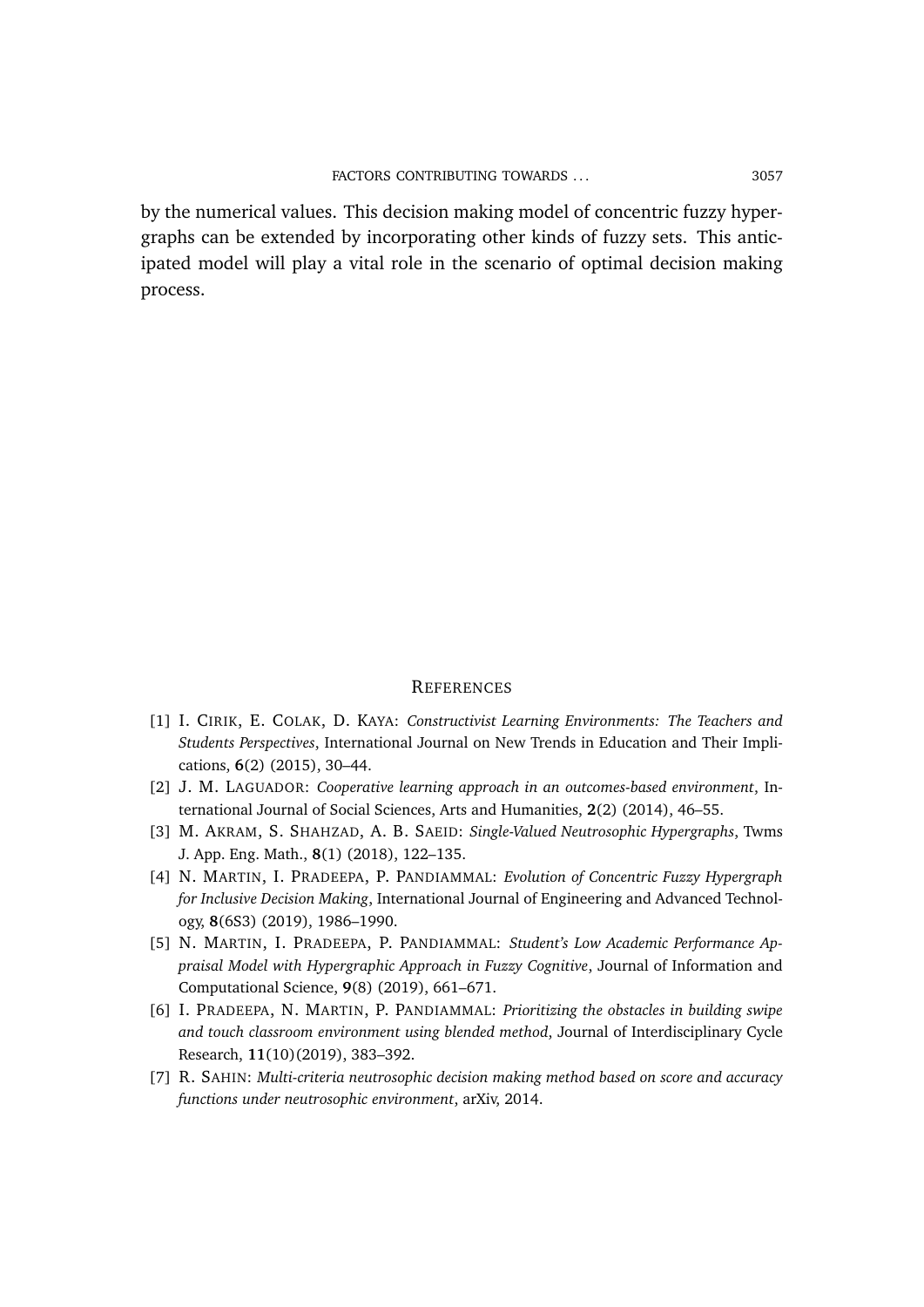by the numerical values. This decision making model of concentric fuzzy hypergraphs can be extended by incorporating other kinds of fuzzy sets. This anticipated model will play a vital role in the scenario of optimal decision making process.

## REFERENCES

[1] I. CIRIK, E. COLAK, D. KAYA: *Constructivist Learning Environments: The Teachers and Students Perspectives*, International Journal on New Trends in Education and Their Implications, **6**(2) (2015), 30–44.

[2] J. M. LAGUADOR: *Cooperative learning approach in an outcomes-based environment*, International Journal of Social Sciences, Arts and Humanities, **2**(2) (2014), 46–55.

[3] M. AKRAM, S. SHAHZAD, A. B. SAEID: *Single-Valued Neutrosophic Hypergraphs*, Twms J. App. Eng. Math., **8**(1) (2018), 122–135.

[4] N. MARTIN, I. PRADEEPA, P. PANDIAMMAL: *Evolution of Concentric Fuzzy Hypergraph for Inclusive Decision Making*, International Journal of Engineering and Advanced Technology, **8**(6S3) (2019), 1986–1990.

[5] N. MARTIN, I. PRADEEPA, P. PANDIAMMAL: *Student's Low Academic Performance Appraisal Model with Hypergraphic Approach in Fuzzy Cognitive*, Journal of Information and Computational Science, **9**(8) (2019), 661–671.

[6] I. PRADEEPA, N. MARTIN, P. PANDIAMMAL: *Prioritizing the obstacles in building swipe and touch classroom environment using blended method*, Journal of Interdisciplinary Cycle Research, **11**(10)(2019), 383–392.

[7] R. SAHIN: *Multi-criteria neutrosophic decision making method based on score and accuracy functions under neutrosophic environment*, arXiv, 2014.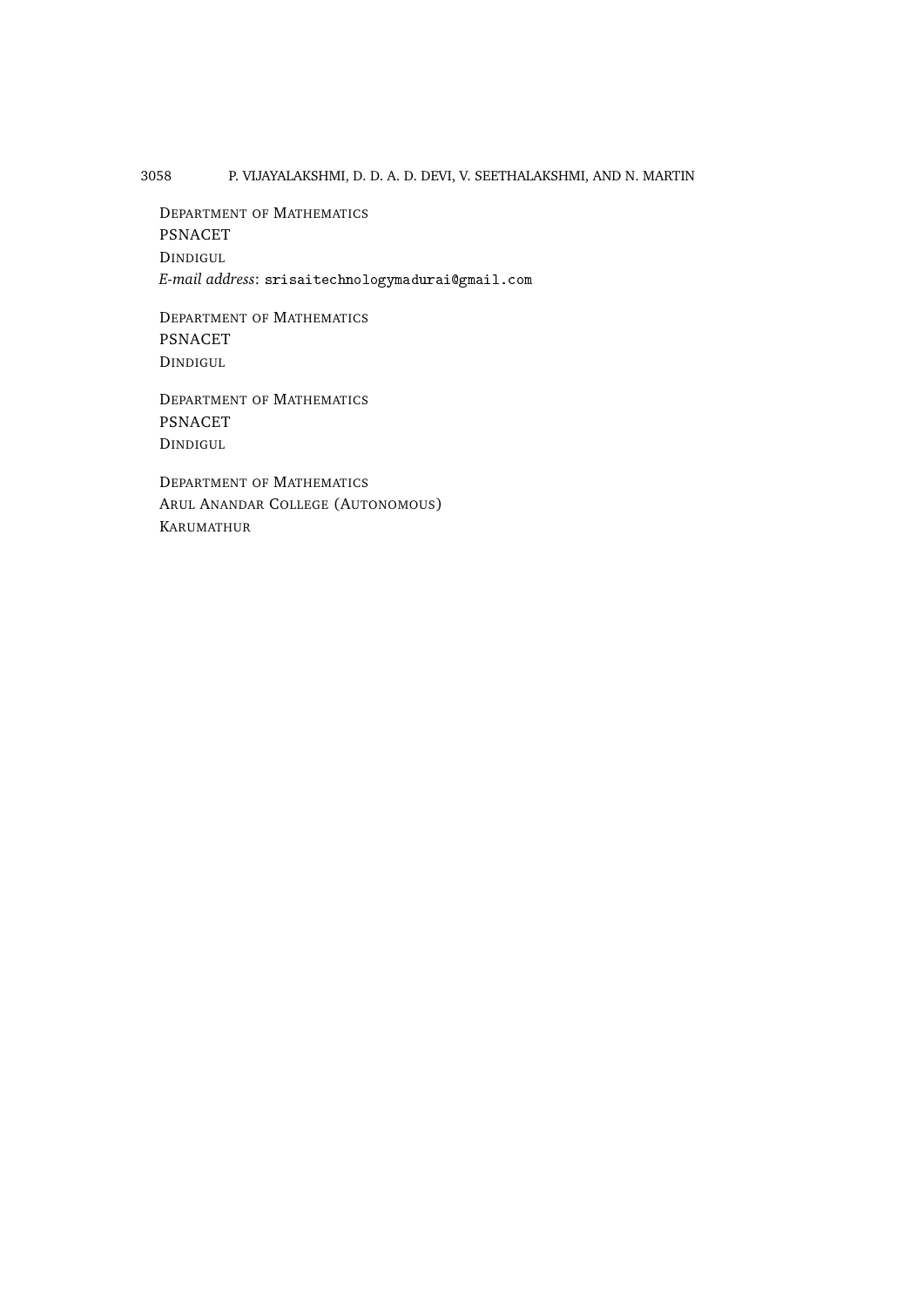DEPARTMENT OF MATHEMATICS
PSNACET
DINDIGUL
*E-mail address*: srisaitechnologymadurai@gmail.com

DEPARTMENT OF MATHEMATICS
PSNACET
DINDIGUL

DEPARTMENT OF MATHEMATICS
PSNACET
DINDIGUL

DEPARTMENT OF MATHEMATICS
ARUL ANANDAR COLLEGE (AUTONOMOUS)
KARUMATHUR